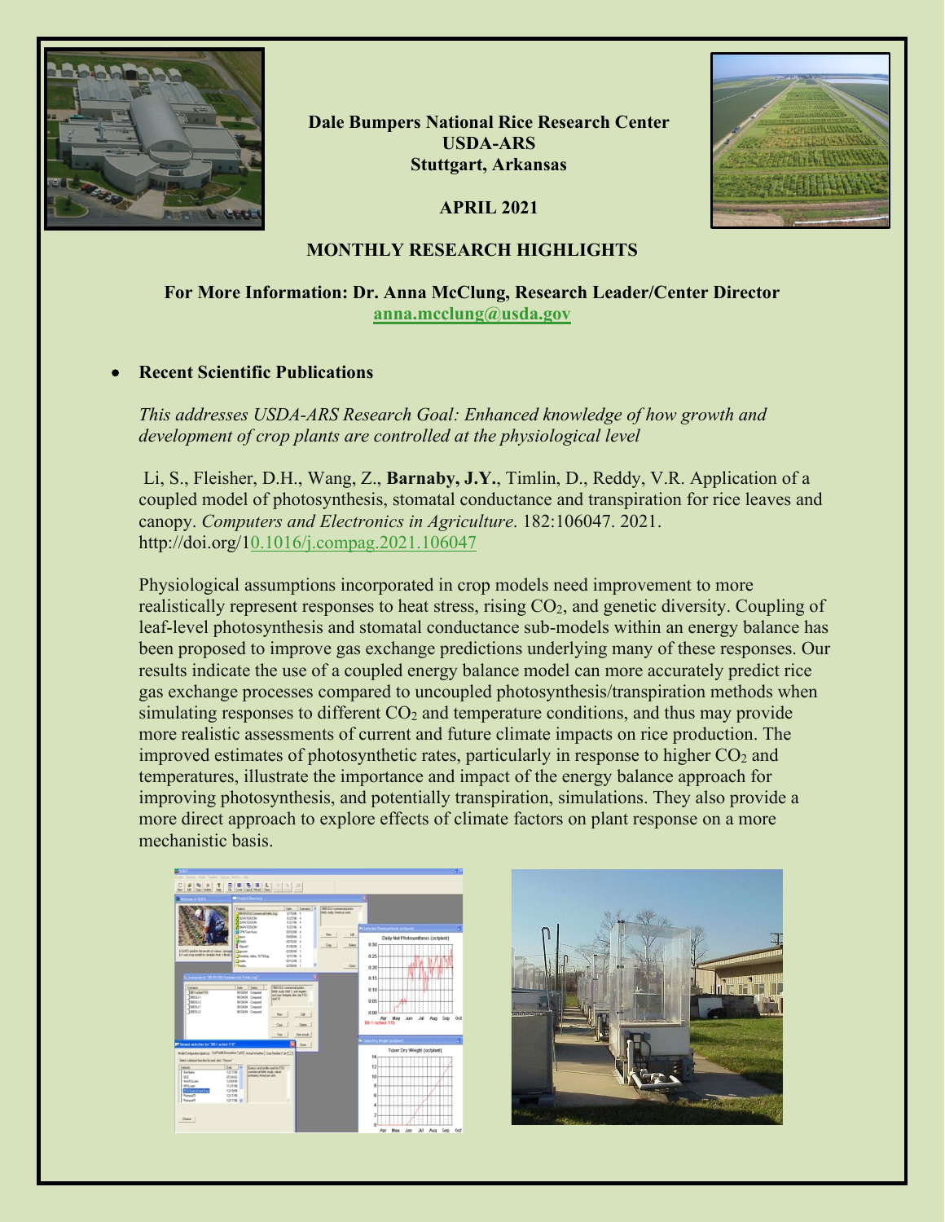**Dale Bumpers National Rice Research Center**
**USDA-ARS**
**Stuttgart, Arkansas**

**APRIL 2021**

## MONTHLY RESEARCH HIGHLIGHTS

**For More Information: Dr. Anna McClung, Research Leader/Center Director**
**anna.mcclung@usda.gov**

- **Recent Scientific Publications**

*This addresses USDA-ARS Research Goal: Enhanced knowledge of how growth and development of crop plants are controlled at the physiological level*

Li, S., Fleisher, D.H., Wang, Z., **Barnaby, J.Y.**, Timlin, D., Reddy, V.R. Application of a coupled model of photosynthesis, stomatal conductance and transpiration for rice leaves and canopy. *Computers and Electronics in Agriculture*. 182:106047. 2021. http://doi.org/10.1016/j.compag.2021.106047

Physiological assumptions incorporated in crop models need improvement to more realistically represent responses to heat stress, rising $CO_2$, and genetic diversity. Coupling of leaf-level photosynthesis and stomatal conductance sub-models within an energy balance has been proposed to improve gas exchange predictions underlying many of these responses. Our results indicate the use of a coupled energy balance model can more accurately predict rice gas exchange processes compared to uncoupled photosynthesis/transpiration methods when simulating responses to different $CO_2$ and temperature conditions, and thus may provide more realistic assessments of current and future climate impacts on rice production. The improved estimates of photosynthetic rates, particularly in response to higher $CO_2$ and temperatures, illustrate the importance and impact of the energy balance approach for improving photosynthesis, and potentially transpiration, simulations. They also provide a more direct approach to explore effects of climate factors on plant response on a more mechanistic basis.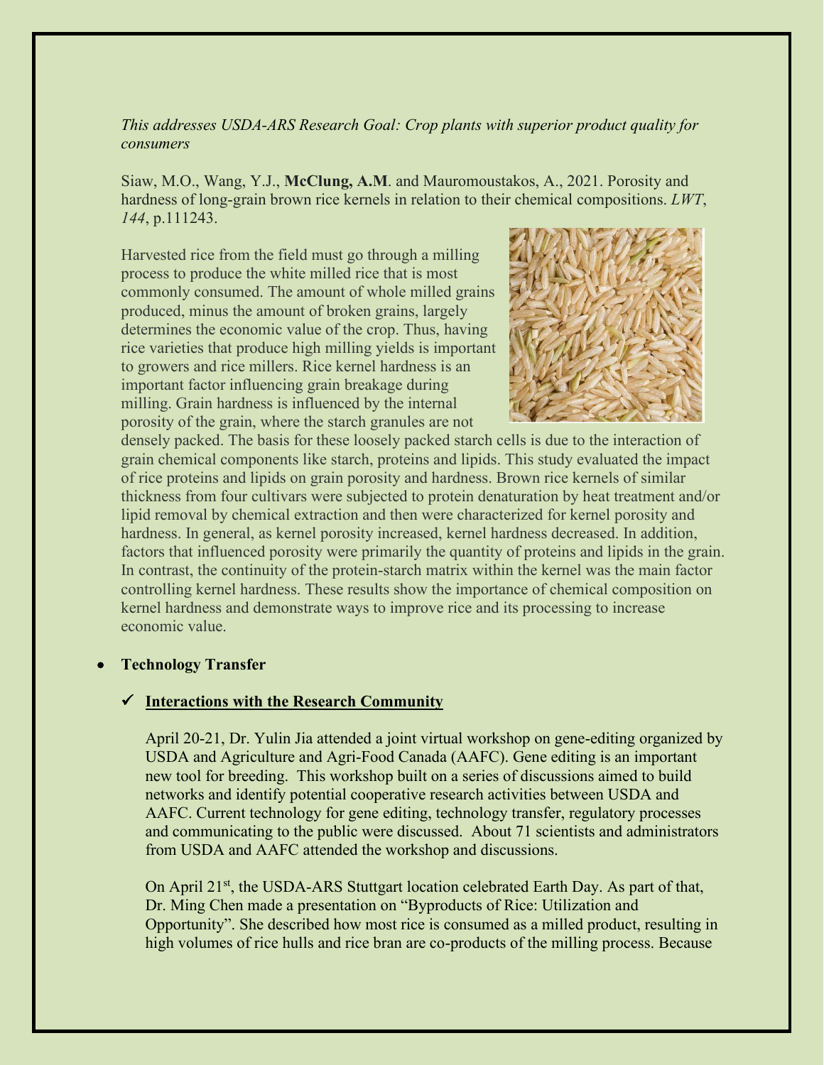*This addresses USDA-ARS Research Goal: Crop plants with superior product quality for consumers*

Siaw, M.O., Wang, Y.J., **McClung, A.M**. and Mauromoustakos, A., 2021. Porosity and hardness of long-grain brown rice kernels in relation to their chemical compositions. *LWT*, *144*, p.111243.

Harvested rice from the field must go through a milling process to produce the white milled rice that is most commonly consumed. The amount of whole milled grains produced, minus the amount of broken grains, largely determines the economic value of the crop. Thus, having rice varieties that produce high milling yields is important to growers and rice millers. Rice kernel hardness is an important factor influencing grain breakage during milling. Grain hardness is influenced by the internal porosity of the grain, where the starch granules are not densely packed. The basis for these loosely packed starch cells is due to the interaction of grain chemical components like starch, proteins and lipids. This study evaluated the impact of rice proteins and lipids on grain porosity and hardness. Brown rice kernels of similar thickness from four cultivars were subjected to protein denaturation by heat treatment and/or lipid removal by chemical extraction and then were characterized for kernel porosity and hardness. In general, as kernel porosity increased, kernel hardness decreased. In addition, factors that influenced porosity were primarily the quantity of proteins and lipids in the grain. In contrast, the continuity of the protein-starch matrix within the kernel was the main factor controlling kernel hardness. These results show the importance of chemical composition on kernel hardness and demonstrate ways to improve rice and its processing to increase economic value.

- **Technology Transfer**

  - ✓ **<u>Interactions with the Research Community</u>**

    April 20-21, Dr. Yulin Jia attended a joint virtual workshop on gene-editing organized by USDA and Agriculture and Agri-Food Canada (AAFC). Gene editing is an important new tool for breeding. This workshop built on a series of discussions aimed to build networks and identify potential cooperative research activities between USDA and AAFC. Current technology for gene editing, technology transfer, regulatory processes and communicating to the public were discussed. About 71 scientists and administrators from USDA and AAFC attended the workshop and discussions.

    On April 21st, the USDA-ARS Stuttgart location celebrated Earth Day. As part of that, Dr. Ming Chen made a presentation on "Byproducts of Rice: Utilization and Opportunity". She described how most rice is consumed as a milled product, resulting in high volumes of rice hulls and rice bran are co-products of the milling process. Because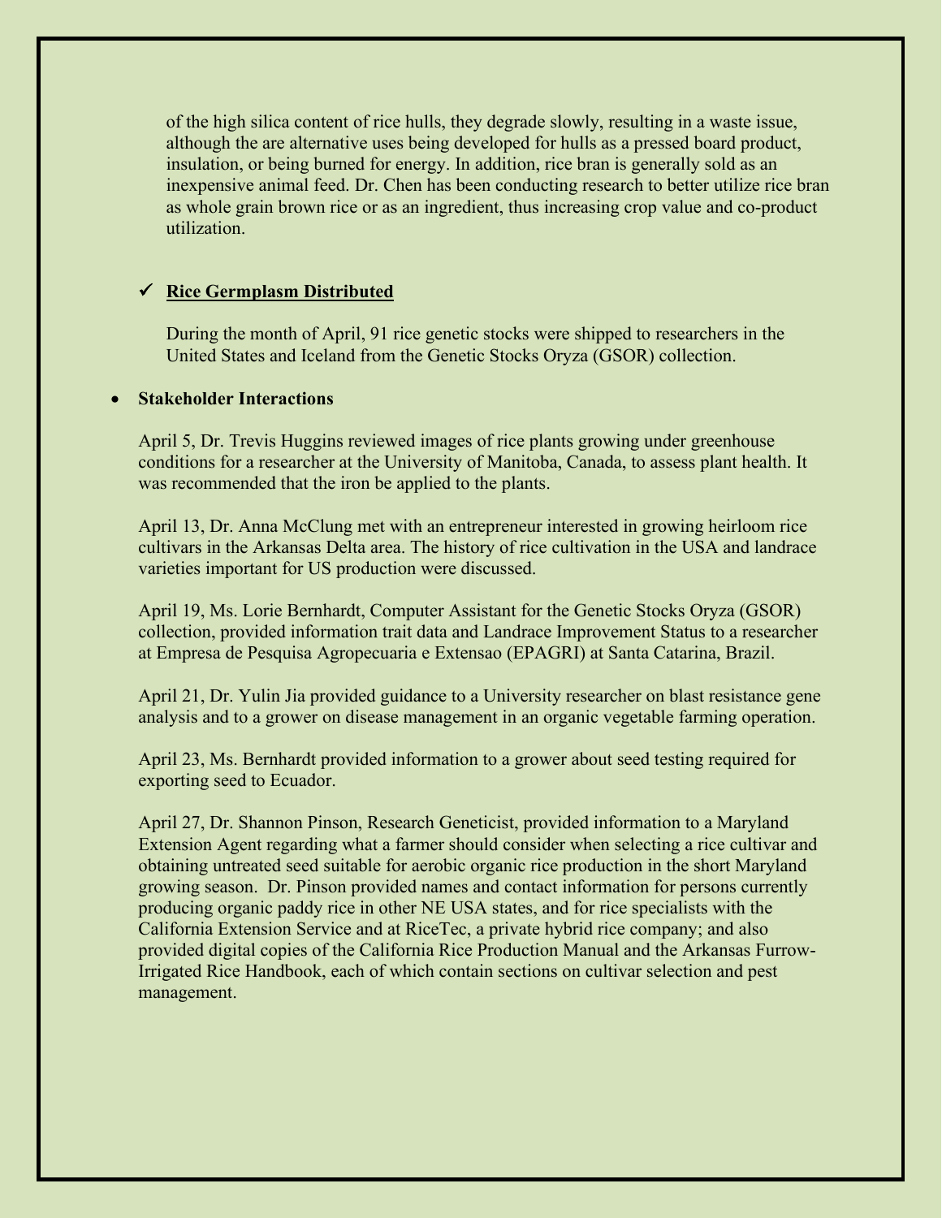of the high silica content of rice hulls, they degrade slowly, resulting in a waste issue, although the are alternative uses being developed for hulls as a pressed board product, insulation, or being burned for energy. In addition, rice bran is generally sold as an inexpensive animal feed. Dr. Chen has been conducting research to better utilize rice bran as whole grain brown rice or as an ingredient, thus increasing crop value and co-product utilization.

✓ **Rice Germplasm Distributed**

During the month of April, 91 rice genetic stocks were shipped to researchers in the United States and Iceland from the Genetic Stocks Oryza (GSOR) collection.

- **Stakeholder Interactions**

April 5, Dr. Trevis Huggins reviewed images of rice plants growing under greenhouse conditions for a researcher at the University of Manitoba, Canada, to assess plant health. It was recommended that the iron be applied to the plants.

April 13, Dr. Anna McClung met with an entrepreneur interested in growing heirloom rice cultivars in the Arkansas Delta area. The history of rice cultivation in the USA and landrace varieties important for US production were discussed.

April 19, Ms. Lorie Bernhardt, Computer Assistant for the Genetic Stocks Oryza (GSOR) collection, provided information trait data and Landrace Improvement Status to a researcher at Empresa de Pesquisa Agropecuaria e Extensao (EPAGRI) at Santa Catarina, Brazil.

April 21, Dr. Yulin Jia provided guidance to a University researcher on blast resistance gene analysis and to a grower on disease management in an organic vegetable farming operation.

April 23, Ms. Bernhardt provided information to a grower about seed testing required for exporting seed to Ecuador.

April 27, Dr. Shannon Pinson, Research Geneticist, provided information to a Maryland Extension Agent regarding what a farmer should consider when selecting a rice cultivar and obtaining untreated seed suitable for aerobic organic rice production in the short Maryland growing season. Dr. Pinson provided names and contact information for persons currently producing organic paddy rice in other NE USA states, and for rice specialists with the California Extension Service and at RiceTec, a private hybrid rice company; and also provided digital copies of the California Rice Production Manual and the Arkansas Furrow-Irrigated Rice Handbook, each of which contain sections on cultivar selection and pest management.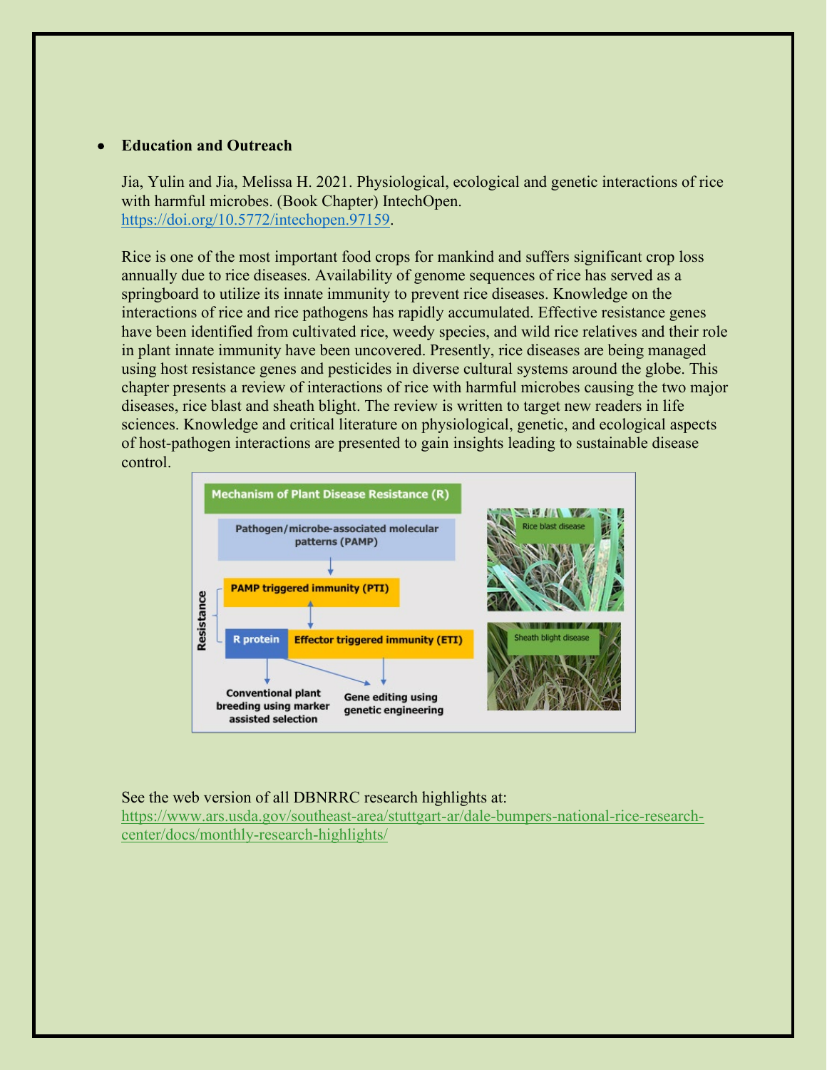- **Education and Outreach**

  Jia, Yulin and Jia, Melissa H. 2021. Physiological, ecological and genetic interactions of rice with harmful microbes. (Book Chapter) IntechOpen. https://doi.org/10.5772/intechopen.97159.

  Rice is one of the most important food crops for mankind and suffers significant crop loss annually due to rice diseases. Availability of genome sequences of rice has served as a springboard to utilize its innate immunity to prevent rice diseases. Knowledge on the interactions of rice and rice pathogens has rapidly accumulated. Effective resistance genes have been identified from cultivated rice, weedy species, and wild rice relatives and their role in plant innate immunity have been uncovered. Presently, rice diseases are being managed using host resistance genes and pesticides in diverse cultural systems around the globe. This chapter presents a review of interactions of rice with harmful microbes causing the two major diseases, rice blast and sheath blight. The review is written to target new readers in life sciences. Knowledge and critical literature on physiological, genetic, and ecological aspects of host-pathogen interactions are presented to gain insights leading to sustainable disease control.

  Mechanism of Plant Disease Resistance (R)

  Pathogen/microbe-associated molecular patterns (PAMP)

  PAMP triggered immunity (PTI)

  Resistance

  R protein

  Effector triggered immunity (ETI)

  Conventional plant breeding using marker assisted selection

  Gene editing using genetic engineering

  Rice blast disease

  Sheath blight disease

  See the web version of all DBNRRC research highlights at: https://www.ars.usda.gov/southeast-area/stuttgart-ar/dale-bumpers-national-rice-research-center/docs/monthly-research-highlights/